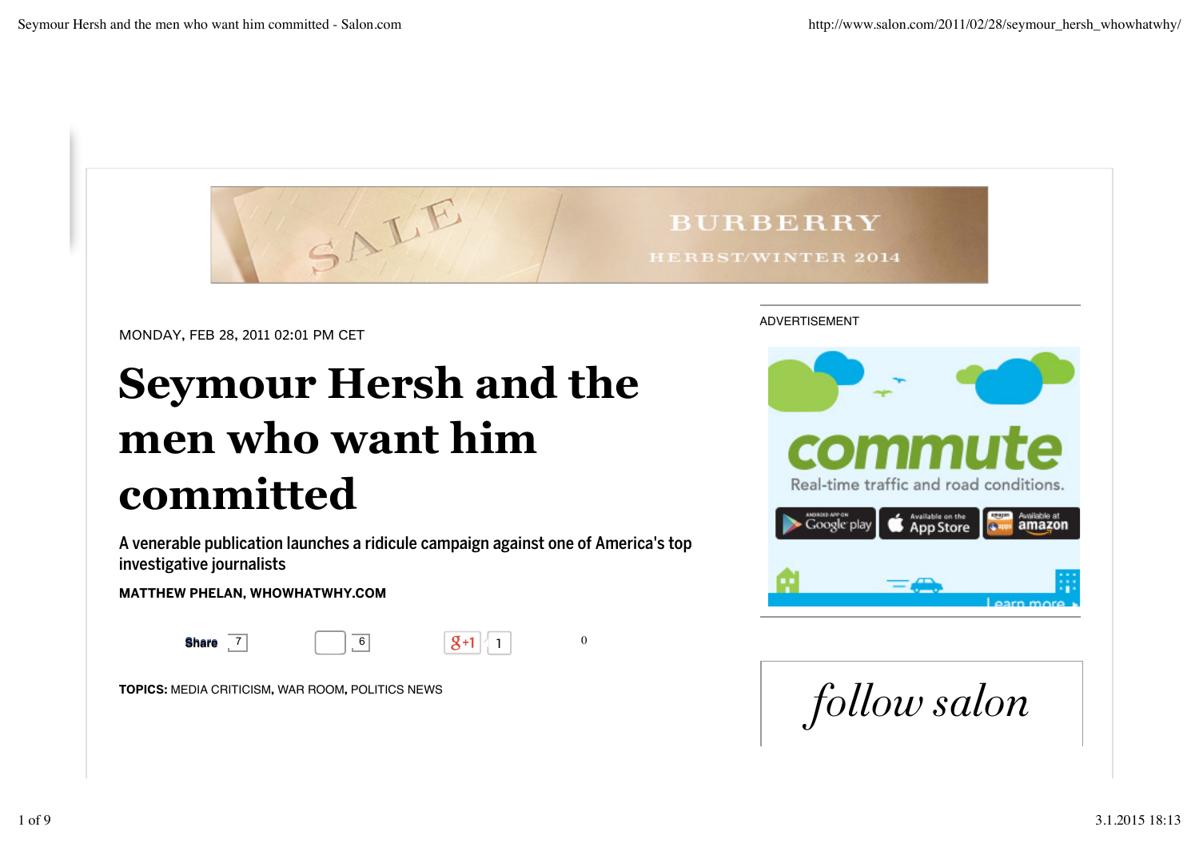MONDAY, FEB 28, 2011 02:01 PM CET

# Seymour Hersh and the men who want him committed

A venerable publication launches a ridicule campaign against one of America's top investigative journalists

**MATTHEW PHELAN, WHOWHATWHY.COM**

**TOPICS:** MEDIA CRITICISM, WAR ROOM, POLITICS NEWS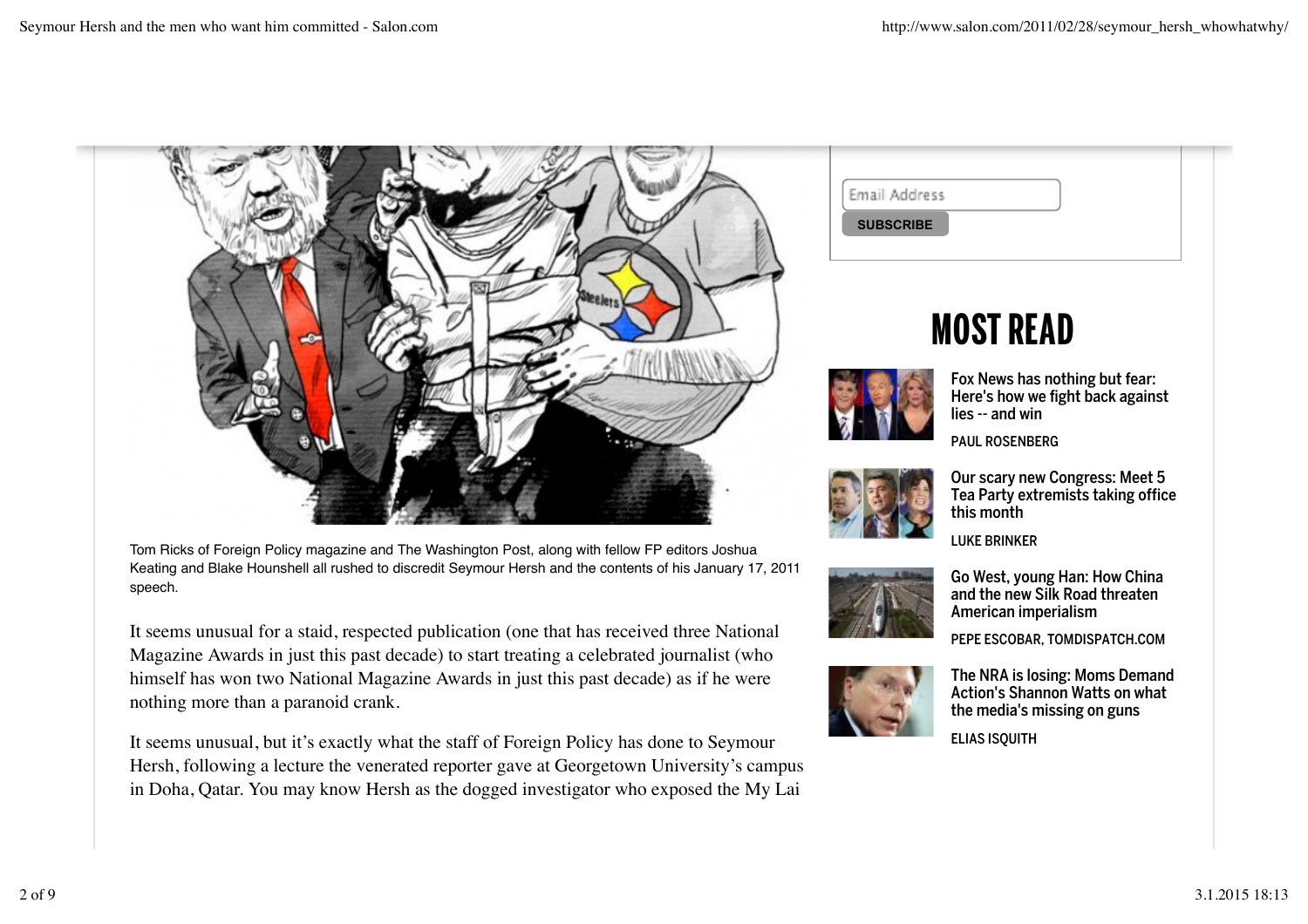Tom Ricks of Foreign Policy magazine and The Washington Post, along with fellow FP editors Joshua Keating and Blake Hounshell all rushed to discredit Seymour Hersh and the contents of his January 17, 2011 speech.

It seems unusual for a staid, respected publication (one that has received three National Magazine Awards in just this past decade) to start treating a celebrated journalist (who himself has won two National Magazine Awards in just this past decade) as if he were nothing more than a paranoid crank.

It seems unusual, but it's exactly what the staff of Foreign Policy has done to Seymour Hersh, following a lecture the venerated reporter gave at Georgetown University's campus in Doha, Qatar. You may know Hersh as the dogged investigator who exposed the My Lai

## MOST READ

**Fox News has nothing but fear: Here's how we fight back against lies -- and win**
PAUL ROSENBERG

**Our scary new Congress: Meet 5 Tea Party extremists taking office this month**
LUKE BRINKER

**Go West, young Han: How China and the new Silk Road threaten American imperialism**
PEPE ESCOBAR, TOMDISPATCH.COM

**The NRA is losing: Moms Demand Action's Shannon Watts on what the media's missing on guns**
ELIAS ISQUITH

Email Address

SUBSCRIBE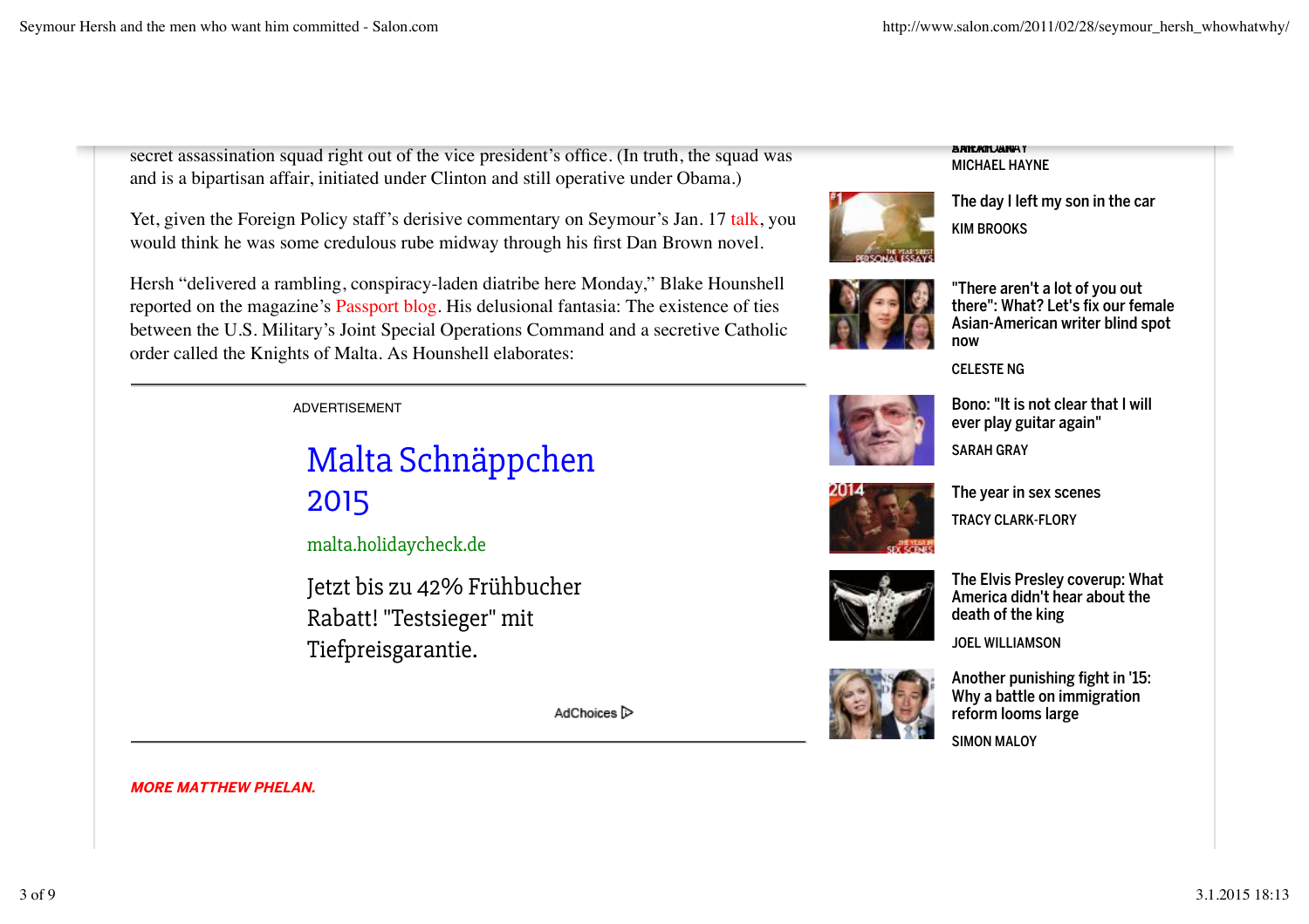secret assassination squad right out of the vice president's office. (In truth, the squad was and is a bipartisan affair, initiated under Clinton and still operative under Obama.)

Yet, given the Foreign Policy staff's derisive commentary on Seymour's Jan. 17 talk, you would think he was some credulous rube midway through his first Dan Brown novel.

Hersh "delivered a rambling, conspiracy-laden diatribe here Monday," Blake Hounshell reported on the magazine's Passport blog. His delusional fantasia: The existence of ties between the U.S. Military's Joint Special Operations Command and a secretive Catholic order called the Knights of Malta. As Hounshell elaborates:

ADVERTISEMENT

Malta Schnäppchen 2015

malta.holidaycheck.de

Jetzt bis zu 42% Frühbucher Rabatt! "Testsieger" mit Tiefpreisgarantie.

AdChoices

***MORE MATTHEW PHELAN.***

MICHAEL HAYNE

The day I left my son in the car

KIM BROOKS

"There aren't a lot of you out there": What? Let's fix our female Asian-American writer blind spot now

CELESTE NG

Bono: "It is not clear that I will ever play guitar again"

SARAH GRAY

The year in sex scenes

TRACY CLARK-FLORY

The Elvis Presley coverup: What America didn't hear about the death of the king

JOEL WILLIAMSON

Another punishing fight in '15: Why a battle on immigration reform looms large

SIMON MALOY